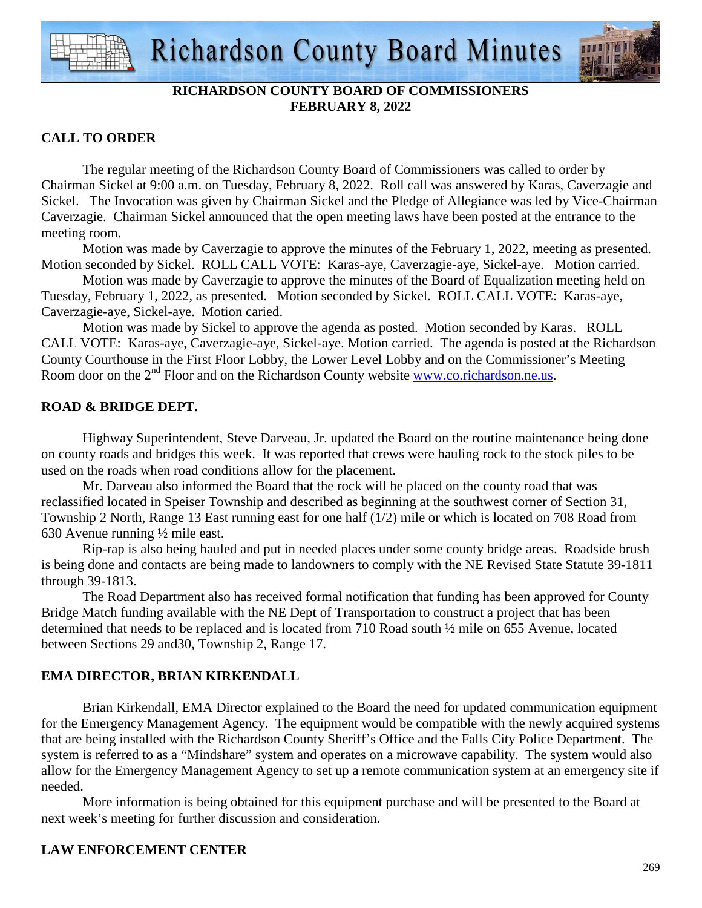**RICHARDSON COUNTY BOARD OF COMMISSIONERS**
**FEBRUARY 8, 2022**

## CALL TO ORDER

The regular meeting of the Richardson County Board of Commissioners was called to order by Chairman Sickel at 9:00 a.m. on Tuesday, February 8, 2022. Roll call was answered by Karas, Caverzagie and Sickel. The Invocation was given by Chairman Sickel and the Pledge of Allegiance was led by Vice-Chairman Caverzagie. Chairman Sickel announced that the open meeting laws have been posted at the entrance to the meeting room.

Motion was made by Caverzagie to approve the minutes of the February 1, 2022, meeting as presented. Motion seconded by Sickel. ROLL CALL VOTE: Karas-aye, Caverzagie-aye, Sickel-aye. Motion carried.

Motion was made by Caverzagie to approve the minutes of the Board of Equalization meeting held on Tuesday, February 1, 2022, as presented. Motion seconded by Sickel. ROLL CALL VOTE: Karas-aye, Caverzagie-aye, Sickel-aye. Motion caried.

Motion was made by Sickel to approve the agenda as posted. Motion seconded by Karas. ROLL CALL VOTE: Karas-aye, Caverzagie-aye, Sickel-aye. Motion carried. The agenda is posted at the Richardson County Courthouse in the First Floor Lobby, the Lower Level Lobby and on the Commissioner's Meeting Room door on the 2nd Floor and on the Richardson County website www.co.richardson.ne.us.

## ROAD & BRIDGE DEPT.

Highway Superintendent, Steve Darveau, Jr. updated the Board on the routine maintenance being done on county roads and bridges this week. It was reported that crews were hauling rock to the stock piles to be used on the roads when road conditions allow for the placement.

Mr. Darveau also informed the Board that the rock will be placed on the county road that was reclassified located in Speiser Township and described as beginning at the southwest corner of Section 31, Township 2 North, Range 13 East running east for one half (1/2) mile or which is located on 708 Road from 630 Avenue running ½ mile east.

Rip-rap is also being hauled and put in needed places under some county bridge areas. Roadside brush is being done and contacts are being made to landowners to comply with the NE Revised State Statute 39-1811 through 39-1813.

The Road Department also has received formal notification that funding has been approved for County Bridge Match funding available with the NE Dept of Transportation to construct a project that has been determined that needs to be replaced and is located from 710 Road south ½ mile on 655 Avenue, located between Sections 29 and30, Township 2, Range 17.

## EMA DIRECTOR, BRIAN KIRKENDALL

Brian Kirkendall, EMA Director explained to the Board the need for updated communication equipment for the Emergency Management Agency. The equipment would be compatible with the newly acquired systems that are being installed with the Richardson County Sheriff's Office and the Falls City Police Department. The system is referred to as a "Mindshare" system and operates on a microwave capability. The system would also allow for the Emergency Management Agency to set up a remote communication system at an emergency site if needed.

More information is being obtained for this equipment purchase and will be presented to the Board at next week's meeting for further discussion and consideration.

## LAW ENFORCEMENT CENTER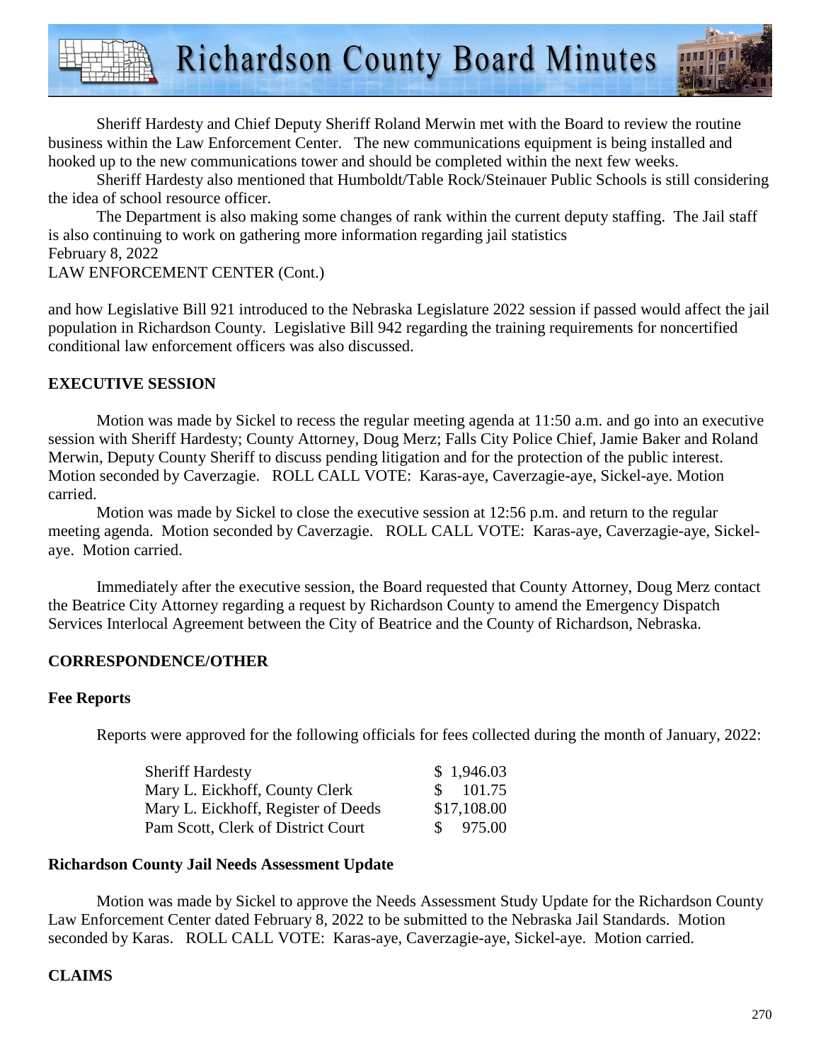Sheriff Hardesty and Chief Deputy Sheriff Roland Merwin met with the Board to review the routine business within the Law Enforcement Center. The new communications equipment is being installed and hooked up to the new communications tower and should be completed within the next few weeks.

Sheriff Hardesty also mentioned that Humboldt/Table Rock/Steinauer Public Schools is still considering the idea of school resource officer.

The Department is also making some changes of rank within the current deputy staffing. The Jail staff is also continuing to work on gathering more information regarding jail statistics

February 8, 2022

LAW ENFORCEMENT CENTER (Cont.)

and how Legislative Bill 921 introduced to the Nebraska Legislature 2022 session if passed would affect the jail population in Richardson County. Legislative Bill 942 regarding the training requirements for noncertified conditional law enforcement officers was also discussed.

## EXECUTIVE SESSION

Motion was made by Sickel to recess the regular meeting agenda at 11:50 a.m. and go into an executive session with Sheriff Hardesty; County Attorney, Doug Merz; Falls City Police Chief, Jamie Baker and Roland Merwin, Deputy County Sheriff to discuss pending litigation and for the protection of the public interest. Motion seconded by Caverzagie. ROLL CALL VOTE: Karas-aye, Caverzagie-aye, Sickel-aye. Motion carried.

Motion was made by Sickel to close the executive session at 12:56 p.m. and return to the regular meeting agenda. Motion seconded by Caverzagie. ROLL CALL VOTE: Karas-aye, Caverzagie-aye, Sickel-aye. Motion carried.

Immediately after the executive session, the Board requested that County Attorney, Doug Merz contact the Beatrice City Attorney regarding a request by Richardson County to amend the Emergency Dispatch Services Interlocal Agreement between the City of Beatrice and the County of Richardson, Nebraska.

## CORRESPONDENCE/OTHER

### Fee Reports

Reports were approved for the following officials for fees collected during the month of January, 2022:

| | |
|---|---|
| Sheriff Hardesty | $ 1,946.03 |
| Mary L. Eickhoff, County Clerk | $ 101.75 |
| Mary L. Eickhoff, Register of Deeds | $17,108.00 |
| Pam Scott, Clerk of District Court | $ 975.00 |

### Richardson County Jail Needs Assessment Update

Motion was made by Sickel to approve the Needs Assessment Study Update for the Richardson County Law Enforcement Center dated February 8, 2022 to be submitted to the Nebraska Jail Standards. Motion seconded by Karas. ROLL CALL VOTE: Karas-aye, Caverzagie-aye, Sickel-aye. Motion carried.

## CLAIMS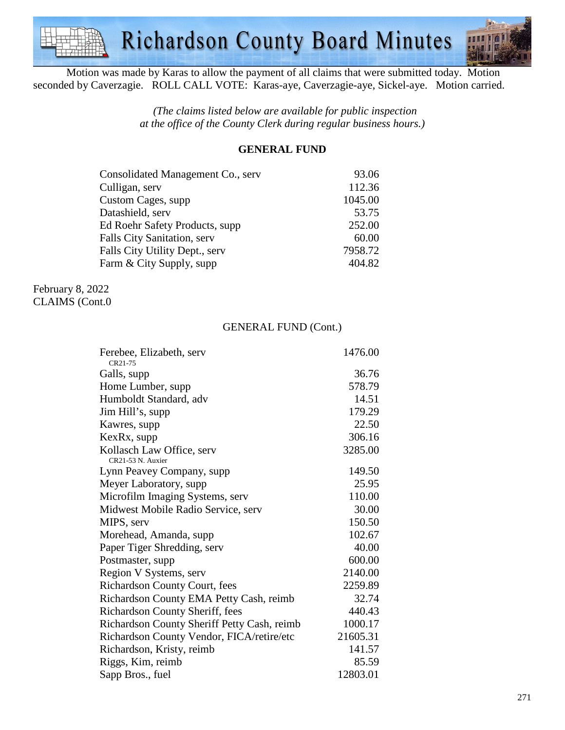Motion was made by Karas to allow the payment of all claims that were submitted today. Motion seconded by Caverzagie. ROLL CALL VOTE: Karas-aye, Caverzagie-aye, Sickel-aye. Motion carried.

*(The claims listed below are available for public inspection at the office of the County Clerk during regular business hours.)*

**GENERAL FUND**

| | |
|---|---|
| Consolidated Management Co., serv | 93.06 |
| Culligan, serv | 112.36 |
| Custom Cages, supp | 1045.00 |
| Datashield, serv | 53.75 |
| Ed Roehr Safety Products, supp | 252.00 |
| Falls City Sanitation, serv | 60.00 |
| Falls City Utility Dept., serv | 7958.72 |
| Farm & City Supply, supp | 404.82 |

February 8, 2022
CLAIMS (Cont.0

GENERAL FUND (Cont.)

| | |
|---|---|
| Ferebee, Elizabeth, serv CR21-75 | 1476.00 |
| Galls, supp | 36.76 |
| Home Lumber, supp | 578.79 |
| Humboldt Standard, adv | 14.51 |
| Jim Hill's, supp | 179.29 |
| Kawres, supp | 22.50 |
| KexRx, supp | 306.16 |
| Kollasch Law Office, serv CR21-53 N. Auxier | 3285.00 |
| Lynn Peavey Company, supp | 149.50 |
| Meyer Laboratory, supp | 25.95 |
| Microfilm Imaging Systems, serv | 110.00 |
| Midwest Mobile Radio Service, serv | 30.00 |
| MIPS, serv | 150.50 |
| Morehead, Amanda, supp | 102.67 |
| Paper Tiger Shredding, serv | 40.00 |
| Postmaster, supp | 600.00 |
| Region V Systems, serv | 2140.00 |
| Richardson County Court, fees | 2259.89 |
| Richardson County EMA Petty Cash, reimb | 32.74 |
| Richardson County Sheriff, fees | 440.43 |
| Richardson County Sheriff Petty Cash, reimb | 1000.17 |
| Richardson County Vendor, FICA/retire/etc | 21605.31 |
| Richardson, Kristy, reimb | 141.57 |
| Riggs, Kim, reimb | 85.59 |
| Sapp Bros., fuel | 12803.01 |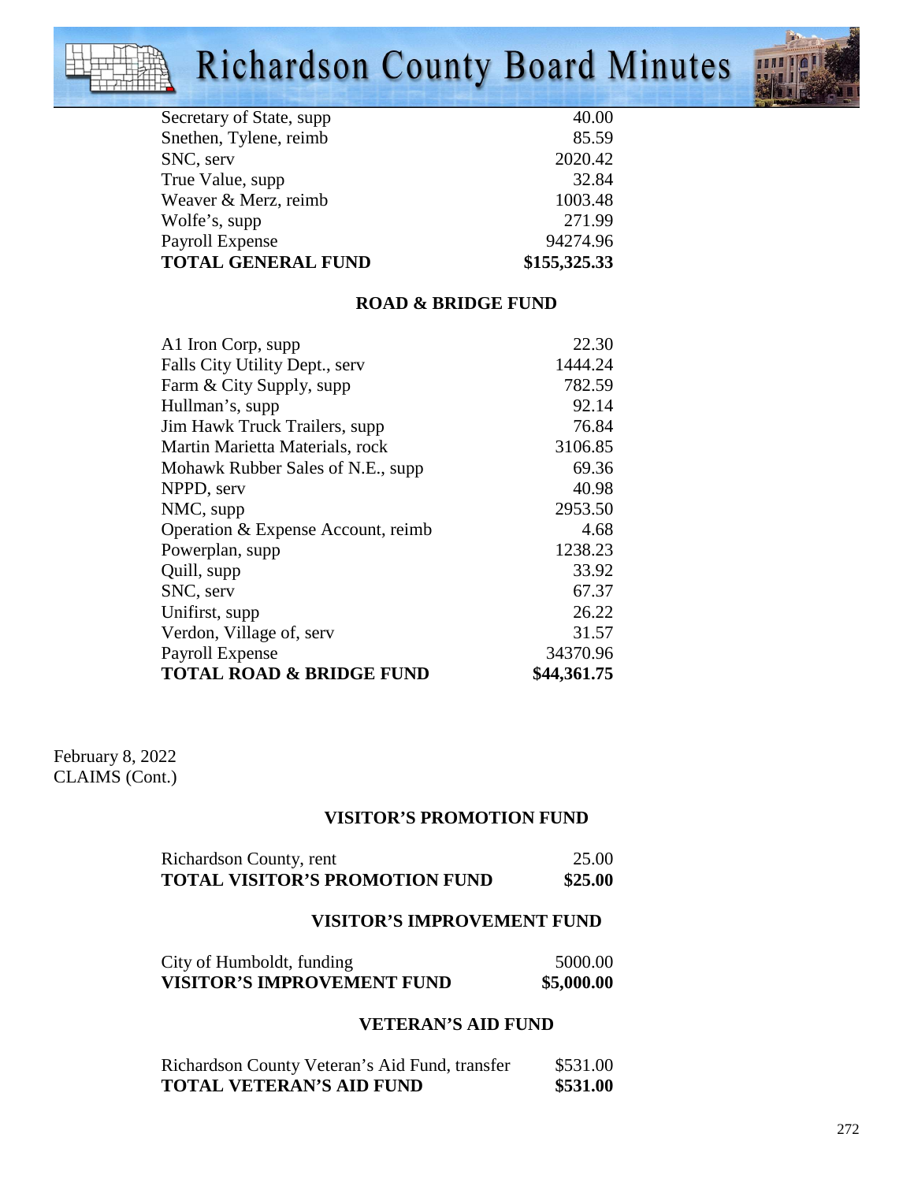| | |
|---|---|
| Secretary of State, supp | 40.00 |
| Snethen, Tylene, reimb | 85.59 |
| SNC, serv | 2020.42 |
| True Value, supp | 32.84 |
| Weaver & Merz, reimb | 1003.48 |
| Wolfe's, supp | 271.99 |
| Payroll Expense | 94274.96 |
| **TOTAL GENERAL FUND** | **$155,325.33** |

### ROAD & BRIDGE FUND

| | |
|---|---|
| A1 Iron Corp, supp | 22.30 |
| Falls City Utility Dept., serv | 1444.24 |
| Farm & City Supply, supp | 782.59 |
| Hullman's, supp | 92.14 |
| Jim Hawk Truck Trailers, supp | 76.84 |
| Martin Marietta Materials, rock | 3106.85 |
| Mohawk Rubber Sales of N.E., supp | 69.36 |
| NPPD, serv | 40.98 |
| NMC, supp | 2953.50 |
| Operation & Expense Account, reimb | 4.68 |
| Powerplan, supp | 1238.23 |
| Quill, supp | 33.92 |
| SNC, serv | 67.37 |
| Unifirst, supp | 26.22 |
| Verdon, Village of, serv | 31.57 |
| Payroll Expense | 34370.96 |
| **TOTAL ROAD & BRIDGE FUND** | **$44,361.75** |

February 8, 2022
CLAIMS (Cont.)

### VISITOR'S PROMOTION FUND

| | |
|---|---|
| Richardson County, rent | 25.00 |
| **TOTAL VISITOR'S PROMOTION FUND** | **$25.00** |

### VISITOR'S IMPROVEMENT FUND

| | |
|---|---|
| City of Humboldt, funding | 5000.00 |
| **VISITOR'S IMPROVEMENT FUND** | **$5,000.00** |

### VETERAN'S AID FUND

| | |
|---|---|
| Richardson County Veteran's Aid Fund, transfer | $531.00 |
| **TOTAL VETERAN'S AID FUND** | **$531.00** |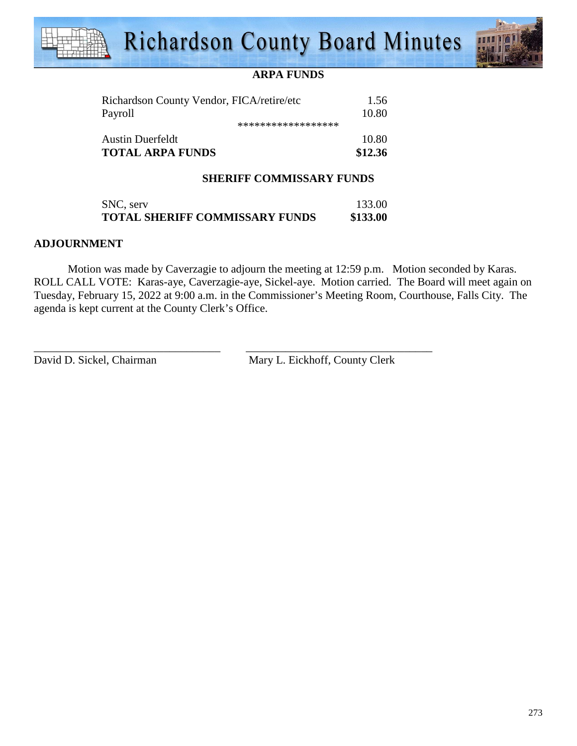### ARPA FUNDS

| | |
|---|---|
| Richardson County Vendor, FICA/retire/etc | 1.56 |
| Payroll | 10.80 |
| ***************** | |
| Austin Duerfeldt | 10.80 |
| **TOTAL ARPA FUNDS** | **$12.36** |

### SHERIFF COMMISSARY FUNDS

| | |
|---|---|
| SNC, serv | 133.00 |
| **TOTAL SHERIFF COMMISSARY FUNDS** | **$133.00** |

### ADJOURNMENT

Motion was made by Caverzagie to adjourn the meeting at 12:59 p.m. Motion seconded by Karas. ROLL CALL VOTE: Karas-aye, Caverzagie-aye, Sickel-aye. Motion carried. The Board will meet again on Tuesday, February 15, 2022 at 9:00 a.m. in the Commissioner's Meeting Room, Courthouse, Falls City. The agenda is kept current at the County Clerk's Office.

________________________________ ________________________________

David D. Sickel, Chairman Mary L. Eickhoff, County Clerk